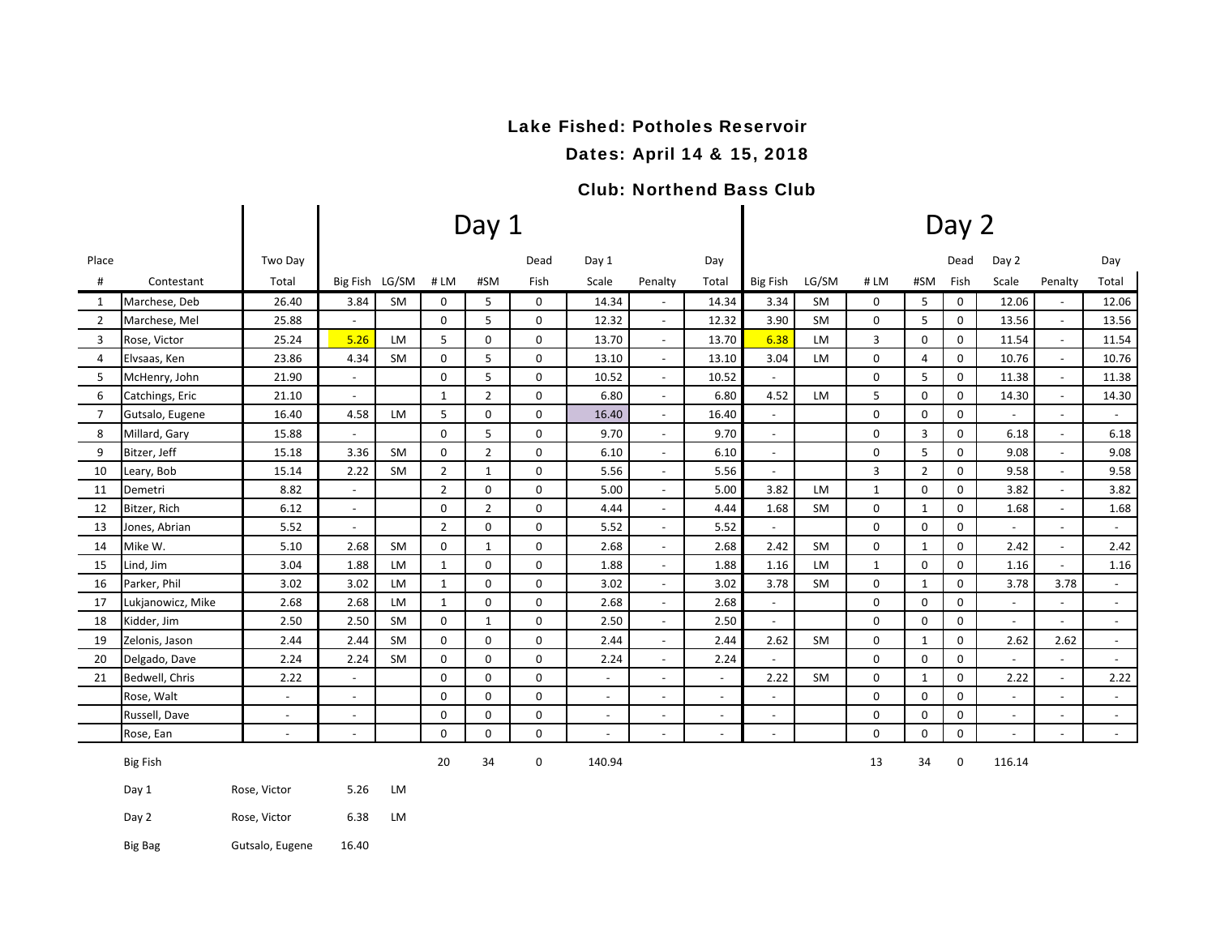**Lake Fished: Potholes Reservoir**

**Dates: April 14 & 15, 2018**

**Club: Northend Bass Club**

| Place # | Contestant | Two Day Total | Day 1 Big Fish | Day 1 LG/SM | Day 1 # LM | Day 1 #SM | Day 1 Dead Fish | Day 1 Scale | Day 1 Penalty | Day 1 Day Total | Day 2 Big Fish | Day 2 LG/SM | Day 2 # LM | Day 2 #SM | Day 2 Dead Fish | Day 2 Scale | Day 2 Penalty | Day 2 Day Total |
|---|---|---|---|---|---|---|---|---|---|---|---|---|---|---|---|---|---|---|
| 1 | Marchese, Deb | 26.40 | 3.84 | SM | 0 | 5 | 0 | 14.34 | - | 14.34 | 3.34 | SM | 0 | 5 | 0 | 12.06 | - | 12.06 |
| 2 | Marchese, Mel | 25.88 | - | | 0 | 5 | 0 | 12.32 | - | 12.32 | 3.90 | SM | 0 | 5 | 0 | 13.56 | - | 13.56 |
| 3 | Rose, Victor | 25.24 | 5.26 | LM | 5 | 0 | 0 | 13.70 | - | 13.70 | 6.38 | LM | 3 | 0 | 0 | 11.54 | - | 11.54 |
| 4 | Elvsaas, Ken | 23.86 | 4.34 | SM | 0 | 5 | 0 | 13.10 | - | 13.10 | 3.04 | LM | 0 | 4 | 0 | 10.76 | - | 10.76 |
| 5 | McHenry, John | 21.90 | - | | 0 | 5 | 0 | 10.52 | - | 10.52 | - | | 0 | 5 | 0 | 11.38 | - | 11.38 |
| 6 | Catchings, Eric | 21.10 | - | | 1 | 2 | 0 | 6.80 | - | 6.80 | 4.52 | LM | 5 | 0 | 0 | 14.30 | - | 14.30 |
| 7 | Gutsalo, Eugene | 16.40 | 4.58 | LM | 5 | 0 | 0 | 16.40 | - | 16.40 | - | | 0 | 0 | 0 | - | - | - |
| 8 | Millard, Gary | 15.88 | - | | 0 | 5 | 0 | 9.70 | - | 9.70 | - | | 0 | 3 | 0 | 6.18 | - | 6.18 |
| 9 | Bitzer, Jeff | 15.18 | 3.36 | SM | 0 | 2 | 0 | 6.10 | - | 6.10 | - | | 0 | 5 | 0 | 9.08 | - | 9.08 |
| 10 | Leary, Bob | 15.14 | 2.22 | SM | 2 | 1 | 0 | 5.56 | - | 5.56 | - | | 3 | 2 | 0 | 9.58 | - | 9.58 |
| 11 | Demetri | 8.82 | - | | 2 | 0 | 0 | 5.00 | - | 5.00 | 3.82 | LM | 1 | 0 | 0 | 3.82 | - | 3.82 |
| 12 | Bitzer, Rich | 6.12 | - | | 0 | 2 | 0 | 4.44 | - | 4.44 | 1.68 | SM | 0 | 1 | 0 | 1.68 | - | 1.68 |
| 13 | Jones, Abrian | 5.52 | - | | 2 | 0 | 0 | 5.52 | - | 5.52 | - | | 0 | 0 | 0 | - | - | - |
| 14 | Mike W. | 5.10 | 2.68 | SM | 0 | 1 | 0 | 2.68 | - | 2.68 | 2.42 | SM | 0 | 1 | 0 | 2.42 | - | 2.42 |
| 15 | Lind, Jim | 3.04 | 1.88 | LM | 1 | 0 | 0 | 1.88 | - | 1.88 | 1.16 | LM | 1 | 0 | 0 | 1.16 | - | 1.16 |
| 16 | Parker, Phil | 3.02 | 3.02 | LM | 1 | 0 | 0 | 3.02 | - | 3.02 | 3.78 | SM | 0 | 1 | 0 | 3.78 | 3.78 | - |
| 17 | Lukjanowicz, Mike | 2.68 | 2.68 | LM | 1 | 0 | 0 | 2.68 | - | 2.68 | - | | 0 | 0 | 0 | - | - | - |
| 18 | Kidder, Jim | 2.50 | 2.50 | SM | 0 | 1 | 0 | 2.50 | - | 2.50 | - | | 0 | 0 | 0 | - | - | - |
| 19 | Zelonis, Jason | 2.44 | 2.44 | SM | 0 | 0 | 0 | 2.44 | - | 2.44 | 2.62 | SM | 0 | 1 | 0 | 2.62 | 2.62 | - |
| 20 | Delgado, Dave | 2.24 | 2.24 | SM | 0 | 0 | 0 | 2.24 | - | 2.24 | - | | 0 | 0 | 0 | - | - | - |
| 21 | Bedwell, Chris | 2.22 | - | | 0 | 0 | 0 | - | - | - | 2.22 | SM | 0 | 1 | 0 | 2.22 | - | 2.22 |
| | Rose, Walt | - | - | | 0 | 0 | 0 | - | - | - | - | | 0 | 0 | 0 | - | - | - |
| | Russell, Dave | - | - | | 0 | 0 | 0 | - | - | - | - | | 0 | 0 | 0 | - | - | - |
| | Rose, Ean | - | - | | 0 | 0 | 0 | - | - | - | - | | 0 | 0 | 0 | - | - | - |
| | Big Fish | | | | 20 | 34 | 0 | 140.94 | | | | | 13 | 34 | 0 | 116.14 | | |

| | | | |
|---|---|---|---|
| Day 1 | Rose, Victor | 5.26 | LM |
| Day 2 | Rose, Victor | 6.38 | LM |
| Big Bag | Gutsalo, Eugene | 16.40 | |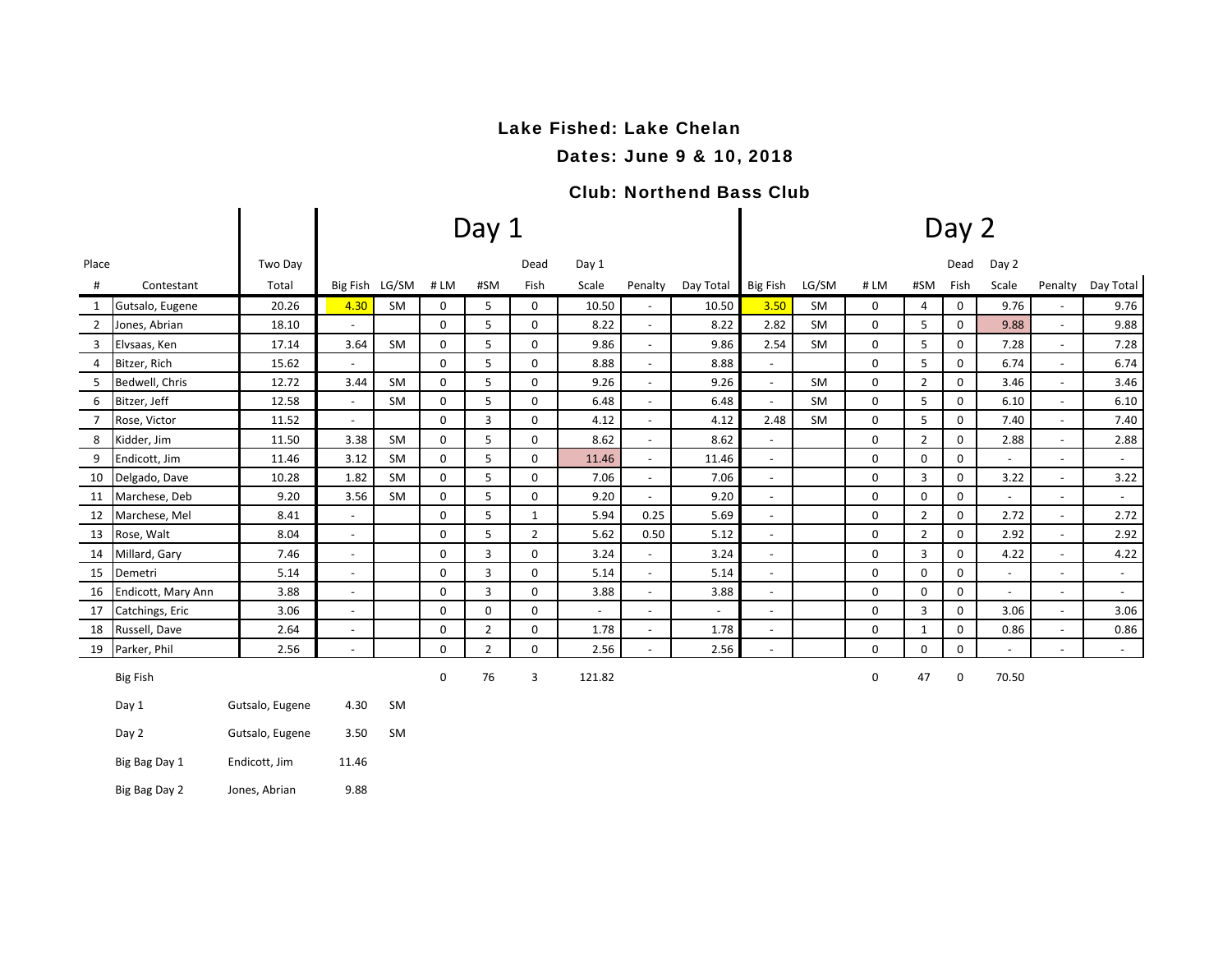**Lake Fished: Lake Chelan**

**Dates: June 9 & 10, 2018**

**Club: Northend Bass Club**

| Place | | Two Day | Day 1 | | | | | | | | Day 2 | | | | | | | |
|---|---|---|---|---|---|---|---|---|---|---|---|---|---|---|---|---|---|---|
| # | Contestant | Total | Big Fish | LG/SM | # LM | #SM | Dead Fish | Day 1 Scale | Penalty | Day Total | Big Fish | LG/SM | # LM | #SM | Dead Fish | Day 2 Scale | Penalty | Day Total |
| 1 | Gutsalo, Eugene | 20.26 | 4.30 | SM | 0 | 5 | 0 | 10.50 | - | 10.50 | 3.50 | SM | 0 | 4 | 0 | 9.76 | - | 9.76 |
| 2 | Jones, Abrian | 18.10 | - | | 0 | 5 | 0 | 8.22 | - | 8.22 | 2.82 | SM | 0 | 5 | 0 | 9.88 | - | 9.88 |
| 3 | Elvsaas, Ken | 17.14 | 3.64 | SM | 0 | 5 | 0 | 9.86 | - | 9.86 | 2.54 | SM | 0 | 5 | 0 | 7.28 | - | 7.28 |
| 4 | Bitzer, Rich | 15.62 | - | | 0 | 5 | 0 | 8.88 | - | 8.88 | - | | 0 | 5 | 0 | 6.74 | - | 6.74 |
| 5 | Bedwell, Chris | 12.72 | 3.44 | SM | 0 | 5 | 0 | 9.26 | - | 9.26 | - | SM | 0 | 2 | 0 | 3.46 | - | 3.46 |
| 6 | Bitzer, Jeff | 12.58 | - | SM | 0 | 5 | 0 | 6.48 | - | 6.48 | - | SM | 0 | 5 | 0 | 6.10 | - | 6.10 |
| 7 | Rose, Victor | 11.52 | - | | 0 | 3 | 0 | 4.12 | - | 4.12 | 2.48 | SM | 0 | 5 | 0 | 7.40 | - | 7.40 |
| 8 | Kidder, Jim | 11.50 | 3.38 | SM | 0 | 5 | 0 | 8.62 | - | 8.62 | - | | 0 | 2 | 0 | 2.88 | - | 2.88 |
| 9 | Endicott, Jim | 11.46 | 3.12 | SM | 0 | 5 | 0 | 11.46 | - | 11.46 | - | | 0 | 0 | 0 | - | - | - |
| 10 | Delgado, Dave | 10.28 | 1.82 | SM | 0 | 5 | 0 | 7.06 | - | 7.06 | - | | 0 | 3 | 0 | 3.22 | - | 3.22 |
| 11 | Marchese, Deb | 9.20 | 3.56 | SM | 0 | 5 | 0 | 9.20 | - | 9.20 | - | | 0 | 0 | 0 | - | - | - |
| 12 | Marchese, Mel | 8.41 | - | | 0 | 5 | 1 | 5.94 | 0.25 | 5.69 | - | | 0 | 2 | 0 | 2.72 | - | 2.72 |
| 13 | Rose, Walt | 8.04 | - | | 0 | 5 | 2 | 5.62 | 0.50 | 5.12 | - | | 0 | 2 | 0 | 2.92 | - | 2.92 |
| 14 | Millard, Gary | 7.46 | - | | 0 | 3 | 0 | 3.24 | - | 3.24 | - | | 0 | 3 | 0 | 4.22 | - | 4.22 |
| 15 | Demetri | 5.14 | - | | 0 | 3 | 0 | 5.14 | - | 5.14 | - | | 0 | 0 | 0 | - | - | - |
| 16 | Endicott, Mary Ann | 3.88 | - | | 0 | 3 | 0 | 3.88 | - | 3.88 | - | | 0 | 0 | 0 | - | - | - |
| 17 | Catchings, Eric | 3.06 | - | | 0 | 0 | 0 | - | - | - | - | | 0 | 3 | 0 | 3.06 | - | 3.06 |
| 18 | Russell, Dave | 2.64 | - | | 0 | 2 | 0 | 1.78 | - | 1.78 | - | | 0 | 1 | 0 | 0.86 | - | 0.86 |
| 19 | Parker, Phil | 2.56 | - | | 0 | 2 | 0 | 2.56 | - | 2.56 | - | | 0 | 0 | 0 | - | - | - |
| | Big Fish | | | | 0 | 76 | 3 | 121.82 | | | | | 0 | 47 | 0 | 70.50 | | |

| | | | |
|---|---|---|---|
| Day 1 | Gutsalo, Eugene | 4.30 | SM |
| Day 2 | Gutsalo, Eugene | 3.50 | SM |
| Big Bag Day 1 | Endicott, Jim | 11.46 | |
| Big Bag Day 2 | Jones, Abrian | 9.88 | |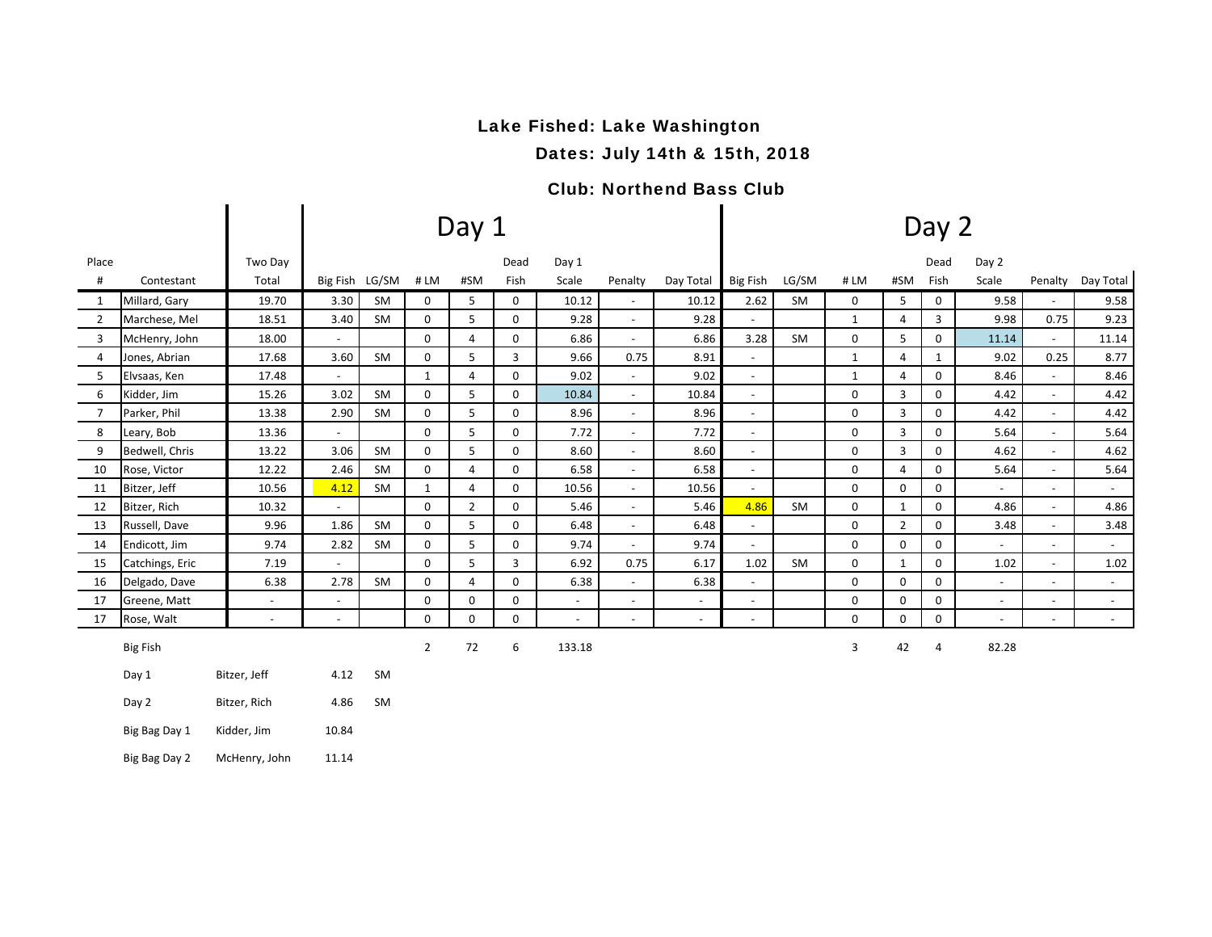**Lake Fished: Lake Washington**

**Dates: July 14th & 15th, 2018**

**Club: Northend Bass Club**

| | | | Day 1 | | | | | | | | Day 2 | | | | | | | |
|---|---|---|---|---|---|---|---|---|---|---|---|---|---|---|---|---|---|---|
| Place # | Contestant | Two Day Total | Big Fish | LG/SM | # LM | #SM | Dead Fish | Day 1 Scale | Penalty | Day Total | Big Fish | LG/SM | # LM | #SM | Dead Fish | Day 2 Scale | Penalty | Day Total |
| 1 | Millard, Gary | 19.70 | 3.30 | SM | 0 | 5 | 0 | 10.12 | - | 10.12 | 2.62 | SM | 0 | 5 | 0 | 9.58 | - | 9.58 |
| 2 | Marchese, Mel | 18.51 | 3.40 | SM | 0 | 5 | 0 | 9.28 | - | 9.28 | - | | 1 | 4 | 3 | 9.98 | 0.75 | 9.23 |
| 3 | McHenry, John | 18.00 | - | | 0 | 4 | 0 | 6.86 | - | 6.86 | 3.28 | SM | 0 | 5 | 0 | 11.14 | - | 11.14 |
| 4 | Jones, Abrian | 17.68 | 3.60 | SM | 0 | 5 | 3 | 9.66 | 0.75 | 8.91 | - | | 1 | 4 | 1 | 9.02 | 0.25 | 8.77 |
| 5 | Elvsaas, Ken | 17.48 | - | | 1 | 4 | 0 | 9.02 | - | 9.02 | - | | 1 | 4 | 0 | 8.46 | - | 8.46 |
| 6 | Kidder, Jim | 15.26 | 3.02 | SM | 0 | 5 | 0 | 10.84 | - | 10.84 | - | | 0 | 3 | 0 | 4.42 | - | 4.42 |
| 7 | Parker, Phil | 13.38 | 2.90 | SM | 0 | 5 | 0 | 8.96 | - | 8.96 | - | | 0 | 3 | 0 | 4.42 | - | 4.42 |
| 8 | Leary, Bob | 13.36 | - | | 0 | 5 | 0 | 7.72 | - | 7.72 | - | | 0 | 3 | 0 | 5.64 | - | 5.64 |
| 9 | Bedwell, Chris | 13.22 | 3.06 | SM | 0 | 5 | 0 | 8.60 | - | 8.60 | - | | 0 | 3 | 0 | 4.62 | - | 4.62 |
| 10 | Rose, Victor | 12.22 | 2.46 | SM | 0 | 4 | 0 | 6.58 | - | 6.58 | - | | 0 | 4 | 0 | 5.64 | - | 5.64 |
| 11 | Bitzer, Jeff | 10.56 | 4.12 | SM | 1 | 4 | 0 | 10.56 | - | 10.56 | - | | 0 | 0 | 0 | - | - | - |
| 12 | Bitzer, Rich | 10.32 | - | | 0 | 2 | 0 | 5.46 | - | 5.46 | 4.86 | SM | 0 | 1 | 0 | 4.86 | - | 4.86 |
| 13 | Russell, Dave | 9.96 | 1.86 | SM | 0 | 5 | 0 | 6.48 | - | 6.48 | - | | 0 | 2 | 0 | 3.48 | - | 3.48 |
| 14 | Endicott, Jim | 9.74 | 2.82 | SM | 0 | 5 | 0 | 9.74 | - | 9.74 | - | | 0 | 0 | 0 | - | - | - |
| 15 | Catchings, Eric | 7.19 | - | | 0 | 5 | 3 | 6.92 | 0.75 | 6.17 | 1.02 | SM | 0 | 1 | 0 | 1.02 | - | 1.02 |
| 16 | Delgado, Dave | 6.38 | 2.78 | SM | 0 | 4 | 0 | 6.38 | - | 6.38 | - | | 0 | 0 | 0 | - | - | - |
| 17 | Greene, Matt | - | - | | 0 | 0 | 0 | - | - | - | - | | 0 | 0 | 0 | - | - | - |
| 17 | Rose, Walt | - | - | | 0 | 0 | 0 | - | - | - | - | | 0 | 0 | 0 | - | - | - |
| | Big Fish | | | | 2 | 72 | 6 | 133.18 | | | | | 3 | 42 | 4 | 82.28 | | |

| | | | |
|---|---|---|---|
| Day 1 | Bitzer, Jeff | 4.12 | SM |
| Day 2 | Bitzer, Rich | 4.86 | SM |
| Big Bag Day 1 | Kidder, Jim | 10.84 | |
| Big Bag Day 2 | McHenry, John | 11.14 | |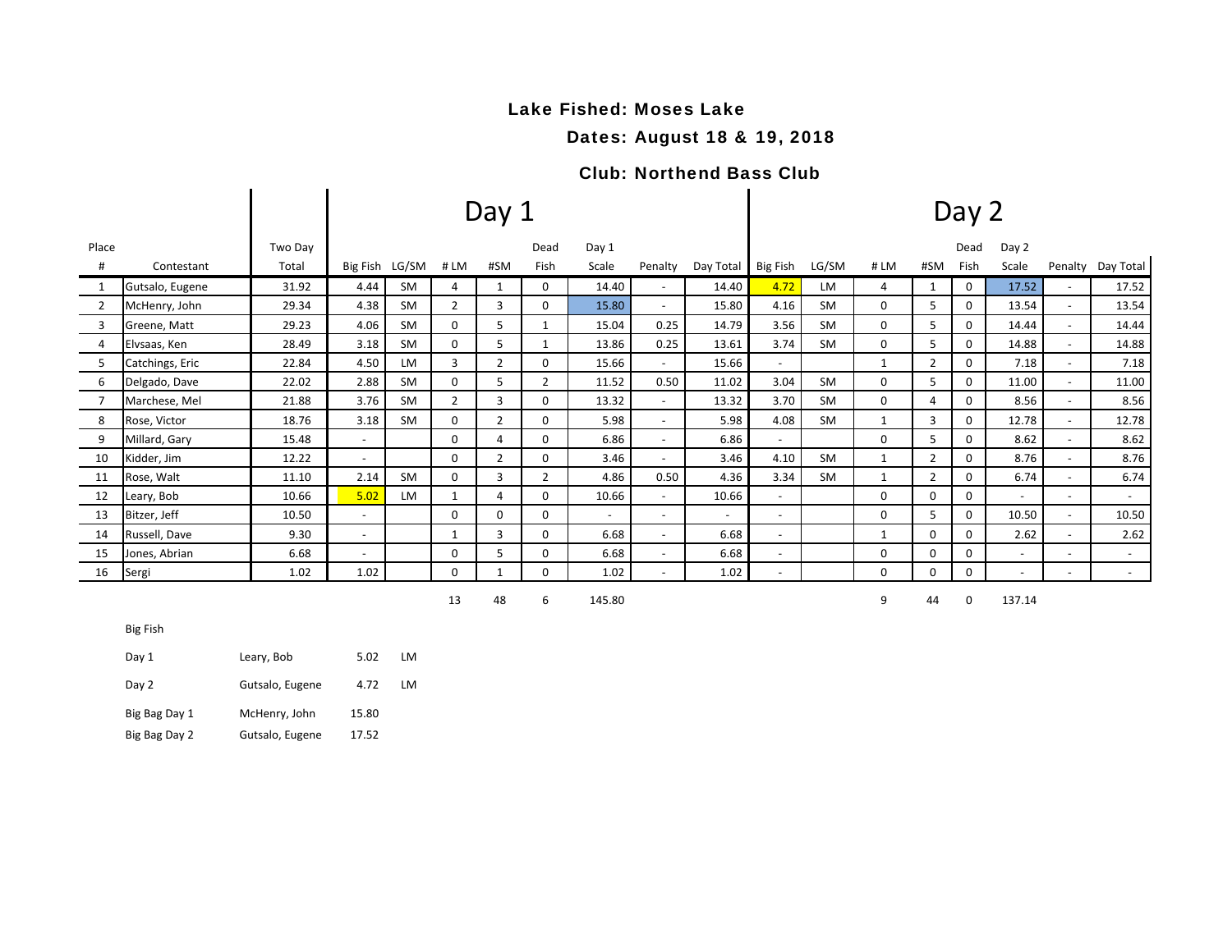**Lake Fished: Moses Lake**

**Dates: August 18 & 19, 2018**

**Club: Northend Bass Club**

| Place # | Contestant | Two Day Total | Day 1 Big Fish | Day 1 LG/SM | Day 1 # LM | Day 1 #SM | Day 1 Dead Fish | Day 1 Scale | Day 1 Penalty | Day 1 Day Total | Day 2 Big Fish | Day 2 LG/SM | Day 2 # LM | Day 2 #SM | Day 2 Dead Fish | Day 2 Scale | Day 2 Penalty | Day 2 Day Total |
|---|---|---|---|---|---|---|---|---|---|---|---|---|---|---|---|---|---|---|
| 1 | Gutsalo, Eugene | 31.92 | 4.44 | SM | 4 | 1 | 0 | 14.40 | - | 14.40 | 4.72 | LM | 4 | 1 | 0 | 17.52 | - | 17.52 |
| 2 | McHenry, John | 29.34 | 4.38 | SM | 2 | 3 | 0 | 15.80 | - | 15.80 | 4.16 | SM | 0 | 5 | 0 | 13.54 | - | 13.54 |
| 3 | Greene, Matt | 29.23 | 4.06 | SM | 0 | 5 | 1 | 15.04 | 0.25 | 14.79 | 3.56 | SM | 0 | 5 | 0 | 14.44 | - | 14.44 |
| 4 | Elvsaas, Ken | 28.49 | 3.18 | SM | 0 | 5 | 1 | 13.86 | 0.25 | 13.61 | 3.74 | SM | 0 | 5 | 0 | 14.88 | - | 14.88 |
| 5 | Catchings, Eric | 22.84 | 4.50 | LM | 3 | 2 | 0 | 15.66 | - | 15.66 | - | | 1 | 2 | 0 | 7.18 | - | 7.18 |
| 6 | Delgado, Dave | 22.02 | 2.88 | SM | 0 | 5 | 2 | 11.52 | 0.50 | 11.02 | 3.04 | SM | 0 | 5 | 0 | 11.00 | - | 11.00 |
| 7 | Marchese, Mel | 21.88 | 3.76 | SM | 2 | 3 | 0 | 13.32 | - | 13.32 | 3.70 | SM | 0 | 4 | 0 | 8.56 | - | 8.56 |
| 8 | Rose, Victor | 18.76 | 3.18 | SM | 0 | 2 | 0 | 5.98 | - | 5.98 | 4.08 | SM | 1 | 3 | 0 | 12.78 | - | 12.78 |
| 9 | Millard, Gary | 15.48 | - | | 0 | 4 | 0 | 6.86 | - | 6.86 | - | | 0 | 5 | 0 | 8.62 | - | 8.62 |
| 10 | Kidder, Jim | 12.22 | - | | 0 | 2 | 0 | 3.46 | - | 3.46 | 4.10 | SM | 1 | 2 | 0 | 8.76 | - | 8.76 |
| 11 | Rose, Walt | 11.10 | 2.14 | SM | 0 | 3 | 2 | 4.86 | 0.50 | 4.36 | 3.34 | SM | 1 | 2 | 0 | 6.74 | - | 6.74 |
| 12 | Leary, Bob | 10.66 | 5.02 | LM | 1 | 4 | 0 | 10.66 | - | 10.66 | - | | 0 | 0 | 0 | - | - | - |
| 13 | Bitzer, Jeff | 10.50 | - | | 0 | 0 | 0 | - | - | - | - | | 0 | 5 | 0 | 10.50 | - | 10.50 |
| 14 | Russell, Dave | 9.30 | - | | 1 | 3 | 0 | 6.68 | - | 6.68 | - | | 1 | 0 | 0 | 2.62 | - | 2.62 |
| 15 | Jones, Abrian | 6.68 | - | | 0 | 5 | 0 | 6.68 | - | 6.68 | - | | 0 | 0 | 0 | - | - | - |
| 16 | Sergi | 1.02 | 1.02 | | 0 | 1 | 0 | 1.02 | - | 1.02 | - | | 0 | 0 | 0 | - | - | - |
| | | | | | 13 | 48 | 6 | 145.80 | | | | | 9 | 44 | 0 | 137.14 | | |

Big Fish

| | | | |
|---|---|---|---|
| Day 1 | Leary, Bob | 5.02 | LM |
| Day 2 | Gutsalo, Eugene | 4.72 | LM |
| Big Bag Day 1 | McHenry, John | 15.80 | |
| Big Bag Day 2 | Gutsalo, Eugene | 17.52 | |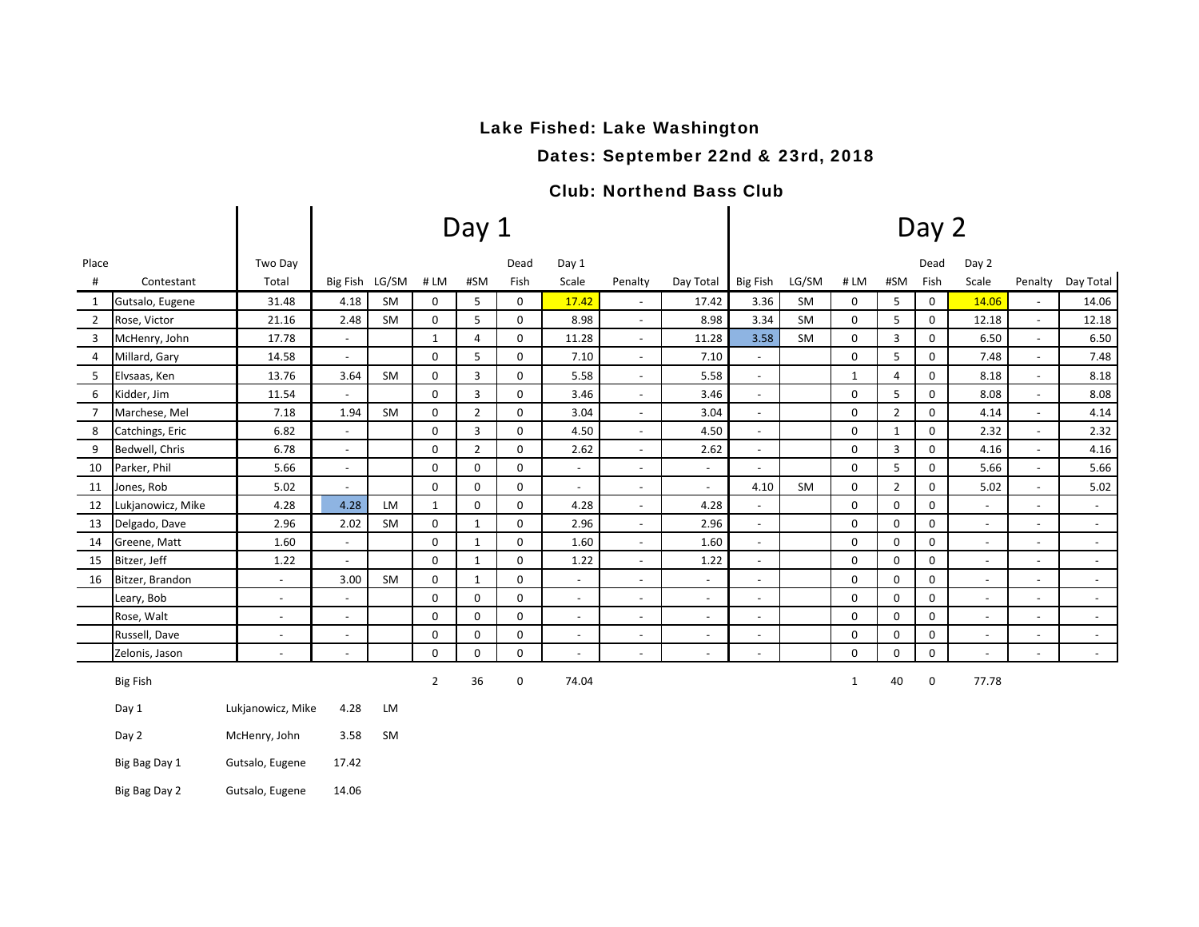**Lake Fished: Lake Washington**

**Dates: September 22nd & 23rd, 2018**

**Club: Northend Bass Club**

| | | | Day 1 | | | | | | | | | Day 2 | | | | | | | | |
|---|---|---|---|---|---|---|---|---|---|---|---|---|---|---|---|---|---|---|---|---|
| Place # | Contestant | Two Day Total | Big Fish | LG/SM | # LM | #SM | Dead Fish | Day 1 Scale | Penalty | Day Total | Big Fish | LG/SM | # LM | #SM | Dead Fish | Day 2 Scale | Penalty | Day Total |
| 1 | Gutsalo, Eugene | 31.48 | 4.18 | SM | 0 | 5 | 0 | 17.42 | - | 17.42 | 3.36 | SM | 0 | 5 | 0 | 14.06 | - | 14.06 |
| 2 | Rose, Victor | 21.16 | 2.48 | SM | 0 | 5 | 0 | 8.98 | - | 8.98 | 3.34 | SM | 0 | 5 | 0 | 12.18 | - | 12.18 |
| 3 | McHenry, John | 17.78 | - | | 1 | 4 | 0 | 11.28 | - | 11.28 | 3.58 | SM | 0 | 3 | 0 | 6.50 | - | 6.50 |
| 4 | Millard, Gary | 14.58 | - | | 0 | 5 | 0 | 7.10 | - | 7.10 | - | | 0 | 5 | 0 | 7.48 | - | 7.48 |
| 5 | Elvsaas, Ken | 13.76 | 3.64 | SM | 0 | 3 | 0 | 5.58 | - | 5.58 | - | | 1 | 4 | 0 | 8.18 | - | 8.18 |
| 6 | Kidder, Jim | 11.54 | - | | 0 | 3 | 0 | 3.46 | - | 3.46 | - | | 0 | 5 | 0 | 8.08 | - | 8.08 |
| 7 | Marchese, Mel | 7.18 | 1.94 | SM | 0 | 2 | 0 | 3.04 | - | 3.04 | - | | 0 | 2 | 0 | 4.14 | - | 4.14 |
| 8 | Catchings, Eric | 6.82 | - | | 0 | 3 | 0 | 4.50 | - | 4.50 | - | | 0 | 1 | 0 | 2.32 | - | 2.32 |
| 9 | Bedwell, Chris | 6.78 | - | | 0 | 2 | 0 | 2.62 | - | 2.62 | - | | 0 | 3 | 0 | 4.16 | - | 4.16 |
| 10 | Parker, Phil | 5.66 | - | | 0 | 0 | 0 | - | - | - | - | | 0 | 5 | 0 | 5.66 | - | 5.66 |
| 11 | Jones, Rob | 5.02 | - | | 0 | 0 | 0 | - | - | - | 4.10 | SM | 0 | 2 | 0 | 5.02 | - | 5.02 |
| 12 | Lukjanowicz, Mike | 4.28 | 4.28 | LM | 1 | 0 | 0 | 4.28 | - | 4.28 | - | | 0 | 0 | 0 | - | - | - |
| 13 | Delgado, Dave | 2.96 | 2.02 | SM | 0 | 1 | 0 | 2.96 | - | 2.96 | - | | 0 | 0 | 0 | - | - | - |
| 14 | Greene, Matt | 1.60 | - | | 0 | 1 | 0 | 1.60 | - | 1.60 | - | | 0 | 0 | 0 | - | - | - |
| 15 | Bitzer, Jeff | 1.22 | - | | 0 | 1 | 0 | 1.22 | - | 1.22 | - | | 0 | 0 | 0 | - | - | - |
| 16 | Bitzer, Brandon | - | 3.00 | SM | 0 | 1 | 0 | - | - | - | - | | 0 | 0 | 0 | - | - | - |
| | Leary, Bob | - | - | | 0 | 0 | 0 | - | - | - | - | | 0 | 0 | 0 | - | - | - |
| | Rose, Walt | - | - | | 0 | 0 | 0 | - | - | - | - | | 0 | 0 | 0 | - | - | - |
| | Russell, Dave | - | - | | 0 | 0 | 0 | - | - | - | - | | 0 | 0 | 0 | - | - | - |
| | Zelonis, Jason | - | - | | 0 | 0 | 0 | - | - | - | - | | 0 | 0 | 0 | - | - | - |
| | Big Fish | | | | 2 | 36 | 0 | 74.04 | | | | | 1 | 40 | 0 | 77.78 | | |

| | | | |
|---|---|---|---|
| Day 1 | Lukjanowicz, Mike | 4.28 | LM |
| Day 2 | McHenry, John | 3.58 | SM |
| Big Bag Day 1 | Gutsalo, Eugene | 17.42 | |
| Big Bag Day 2 | Gutsalo, Eugene | 14.06 | |